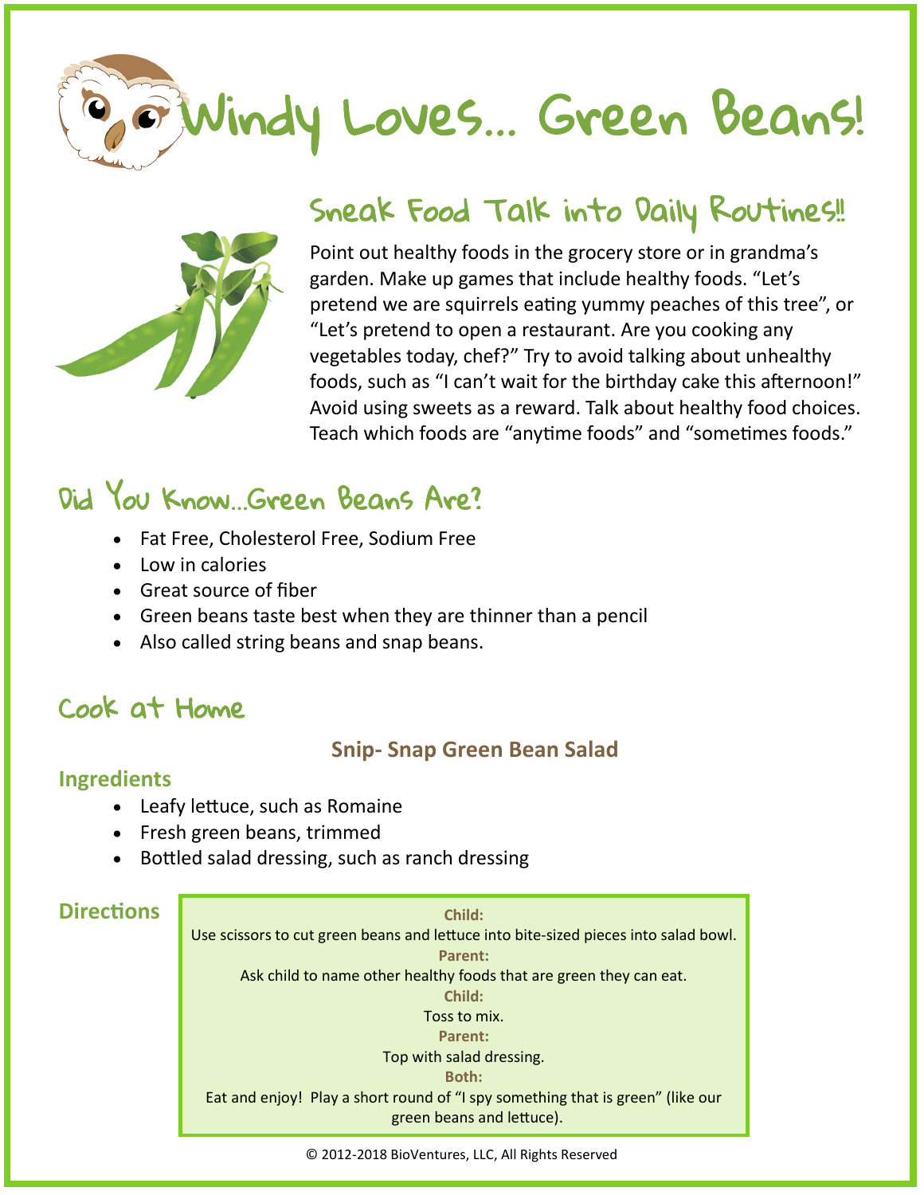# Windy Loves... Green Beans!

## Sneak Food Talk into Daily Routines!!

Point out healthy foods in the grocery store or in grandma's garden. Make up games that include healthy foods. "Let's pretend we are squirrels eating yummy peaches of this tree", or "Let's pretend to open a restaurant. Are you cooking any vegetables today, chef?" Try to avoid talking about unhealthy foods, such as "I can't wait for the birthday cake this afternoon!" Avoid using sweets as a reward. Talk about healthy food choices. Teach which foods are "anytime foods" and "sometimes foods."

## Did You Know...Green Beans Are?

- Fat Free, Cholesterol Free, Sodium Free
- Low in calories
- Great source of fiber
- Green beans taste best when they are thinner than a pencil
- Also called string beans and snap beans.

## Cook at Home

### Snip- Snap Green Bean Salad

**Ingredients**

- Leafy lettuce, such as Romaine
- Fresh green beans, trimmed
- Bottled salad dressing, such as ranch dressing

**Directions**

**Child:**
Use scissors to cut green beans and lettuce into bite-sized pieces into salad bowl.

**Parent:**
Ask child to name other healthy foods that are green they can eat.

**Child:**
Toss to mix.

**Parent:**
Top with salad dressing.

**Both:**
Eat and enjoy! Play a short round of "I spy something that is green" (like our green beans and lettuce).

© 2012-2018 BioVentures, LLC, All Rights Reserved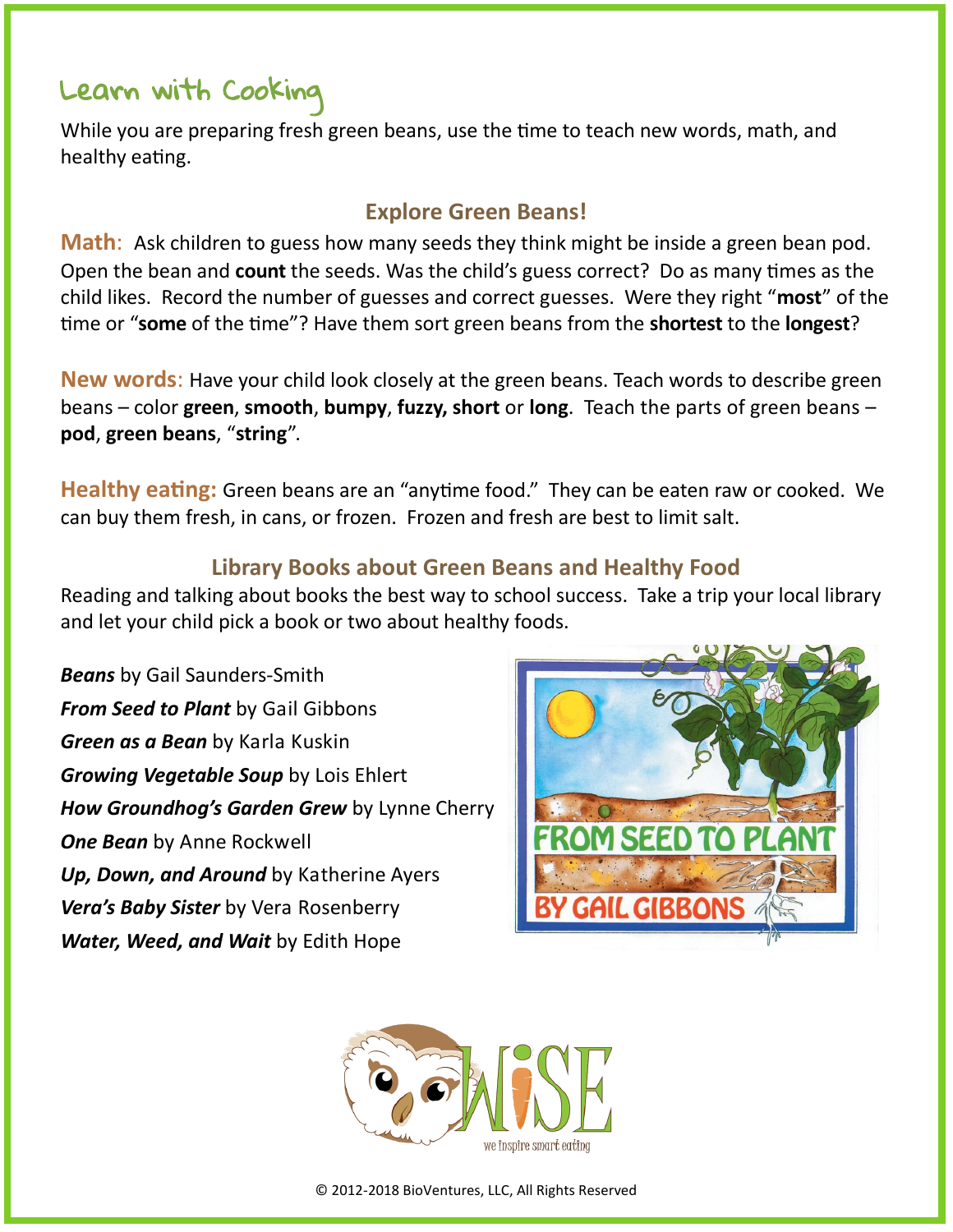# Learn with Cooking

While you are preparing fresh green beans, use the time to teach new words, math, and healthy eating.

## Explore Green Beans!

**Math**: Ask children to guess how many seeds they think might be inside a green bean pod. Open the bean and **count** the seeds. Was the child's guess correct? Do as many times as the child likes. Record the number of guesses and correct guesses. Were they right "**most**" of the time or "**some** of the time"? Have them sort green beans from the **shortest** to the **longest**?

**New words**: Have your child look closely at the green beans. Teach words to describe green beans – color **green**, **smooth**, **bumpy**, **fuzzy, short** or **long**. Teach the parts of green beans – **pod**, **green beans**, "**string**".

**Healthy eating:** Green beans are an "anytime food." They can be eaten raw or cooked. We can buy them fresh, in cans, or frozen. Frozen and fresh are best to limit salt.

## Library Books about Green Beans and Healthy Food

Reading and talking about books the best way to school success. Take a trip your local library and let your child pick a book or two about healthy foods.

***Beans*** by Gail Saunders-Smith
***From Seed to Plant*** by Gail Gibbons
***Green as a Bean*** by Karla Kuskin
***Growing Vegetable Soup*** by Lois Ehlert
***How Groundhog's Garden Grew*** by Lynne Cherry
***One Bean*** by Anne Rockwell
***Up, Down, and Around*** by Katherine Ayers
***Vera's Baby Sister*** by Vera Rosenberry
***Water, Weed, and Wait*** by Edith Hope

FROM SEED TO PLANT
BY GAIL GIBBONS

WISE
we inspire smart eating

© 2012-2018 BioVentures, LLC, All Rights Reserved